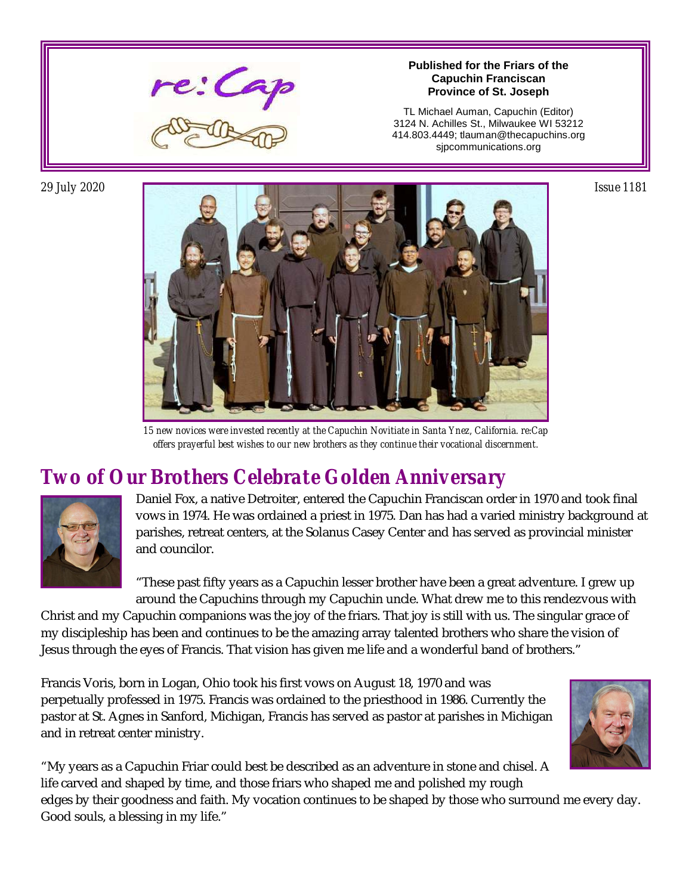# re:Cap

**Published for the Friars of the Capuchin Franciscan Province of St. Joseph**

TL Michael Auman, Capuchin (Editor)
3124 N. Achilles St., Milwaukee WI 53212
414.803.4449; tlauman@thecapuchins.org
sjpcommunications.org

29 July 2020

Issue 1181

*15 new novices were invested recently at the Capuchin Novitiate in Santa Ynez, California. re:Cap offers prayerful best wishes to our new brothers as they continue their vocational discernment.*

## *Two of Our Brothers Celebrate Golden Anniversary*

Daniel Fox, a native Detroiter, entered the Capuchin Franciscan order in 1970 and took final vows in 1974. He was ordained a priest in 1975. Dan has had a varied ministry background at parishes, retreat centers, at the Solanus Casey Center and has served as provincial minister and councilor.

"These past fifty years as a Capuchin lesser brother have been a great adventure. I grew up around the Capuchins through my Capuchin uncle. What drew me to this rendezvous with Christ and my Capuchin companions was the joy of the friars. That joy is still with us. The singular grace of my discipleship has been and continues to be the amazing array talented brothers who share the vision of Jesus through the eyes of Francis. That vision has given me life and a wonderful band of brothers."

Francis Voris, born in Logan, Ohio took his first vows on August 18, 1970 and was perpetually professed in 1975. Francis was ordained to the priesthood in 1986. Currently the pastor at St. Agnes in Sanford, Michigan, Francis has served as pastor at parishes in Michigan and in retreat center ministry.

"My years as a Capuchin Friar could best be described as an adventure in stone and chisel. A life carved and shaped by time, and those friars who shaped me and polished my rough edges by their goodness and faith. My vocation continues to be shaped by those who surround me every day. Good souls, a blessing in my life."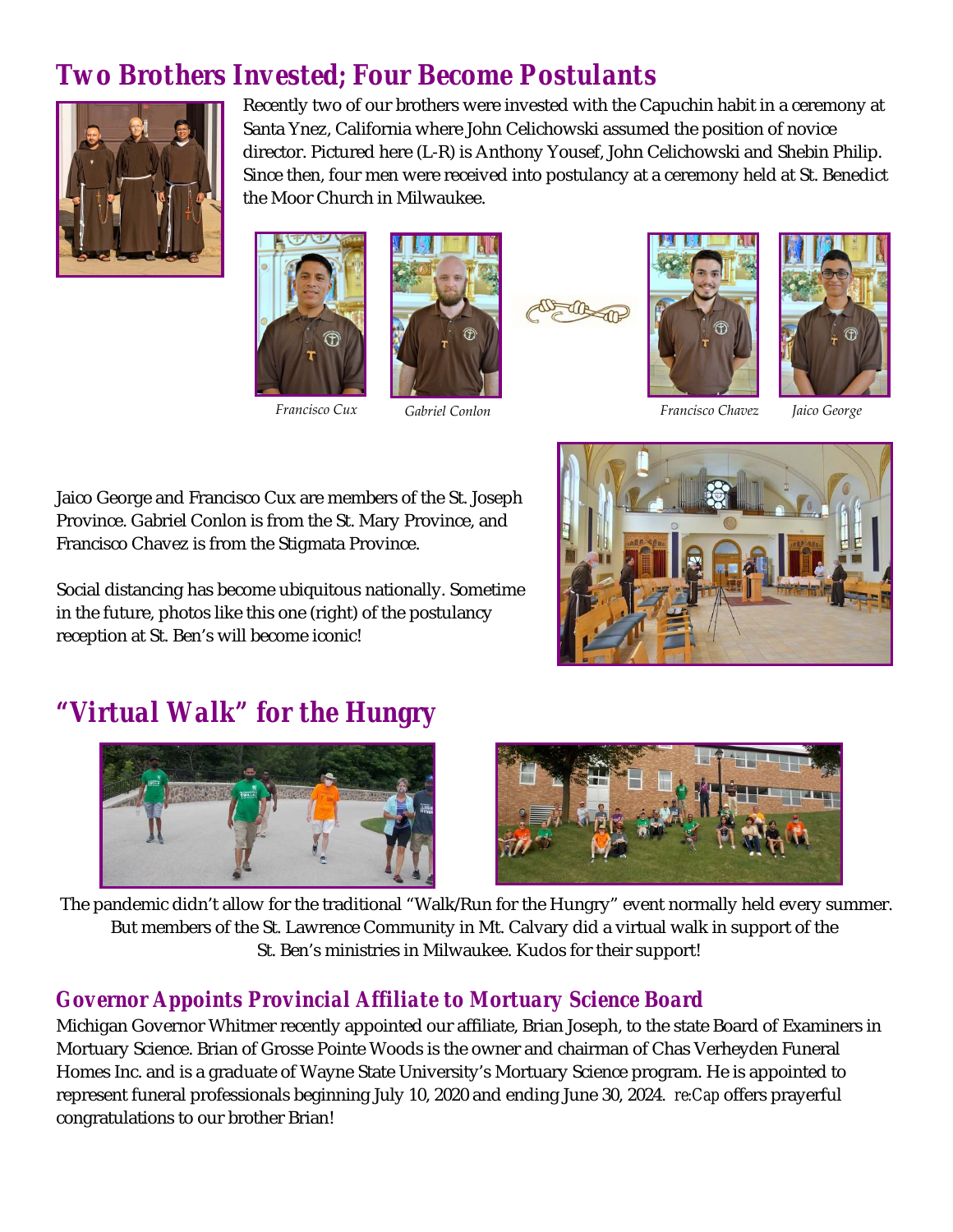## Two Brothers Invested; Four Become Postulants

Recently two of our brothers were invested with the Capuchin habit in a ceremony at Santa Ynez, California where John Celichowski assumed the position of novice director. Pictured here (L-R) is Anthony Yousef, John Celichowski and Shebin Philip. Since then, four men were received into postulancy at a ceremony held at St. Benedict the Moor Church in Milwaukee.

*Francisco Cux* *Gabriel Conlon* *Francisco Chavez* *Jaico George*

Jaico George and Francisco Cux are members of the St. Joseph Province. Gabriel Conlon is from the St. Mary Province, and Francisco Chavez is from the Stigmata Province.

Social distancing has become ubiquitous nationally. Sometime in the future, photos like this one (right) of the postulancy reception at St. Ben's will become iconic!

## "Virtual Walk" for the Hungry

The pandemic didn't allow for the traditional "Walk/Run for the Hungry" event normally held every summer. But members of the St. Lawrence Community in Mt. Calvary did a virtual walk in support of the St. Ben's ministries in Milwaukee. Kudos for their support!

### Governor Appoints Provincial Affiliate to Mortuary Science Board

Michigan Governor Whitmer recently appointed our affiliate, Brian Joseph, to the state Board of Examiners in Mortuary Science. Brian of Grosse Pointe Woods is the owner and chairman of Chas Verheyden Funeral Homes Inc. and is a graduate of Wayne State University's Mortuary Science program. He is appointed to represent funeral professionals beginning July 10, 2020 and ending June 30, 2024. *re:Cap* offers prayerful congratulations to our brother Brian!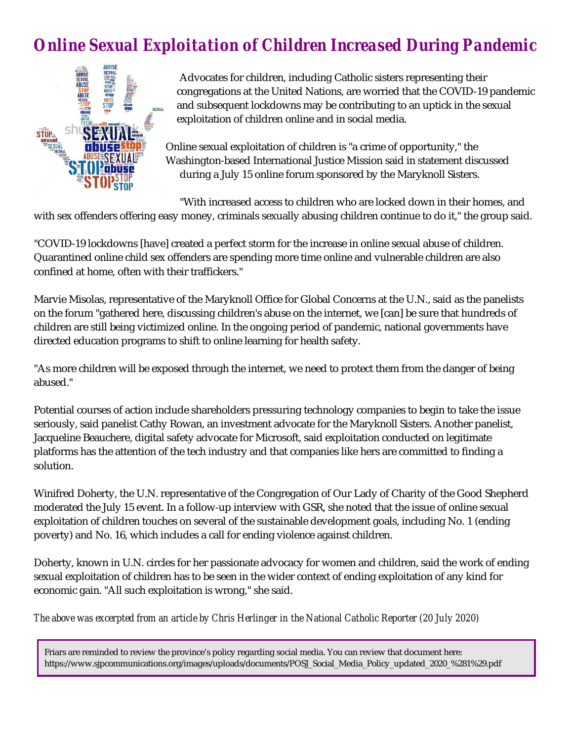# Online Sexual Exploitation of Children Increased During Pandemic

Advocates for children, including Catholic sisters representing their congregations at the United Nations, are worried that the COVID-19 pandemic and subsequent lockdowns may be contributing to an uptick in the sexual exploitation of children online and in social media.

Online sexual exploitation of children is "a crime of opportunity," the Washington-based International Justice Mission said in statement discussed during a July 15 online forum sponsored by the Maryknoll Sisters.

"With increased access to children who are locked down in their homes, and with sex offenders offering easy money, criminals sexually abusing children continue to do it," the group said.

"COVID-19 lockdowns [have] created a perfect storm for the increase in online sexual abuse of children. Quarantined online child sex offenders are spending more time online and vulnerable children are also confined at home, often with their traffickers."

Marvie Misolas, representative of the Maryknoll Office for Global Concerns at the U.N., said as the panelists on the forum "gathered here, discussing children's abuse on the internet, we [can] be sure that hundreds of children are still being victimized online. In the ongoing period of pandemic, national governments have directed education programs to shift to online learning for health safety.

"As more children will be exposed through the internet, we need to protect them from the danger of being abused."

Potential courses of action include shareholders pressuring technology companies to begin to take the issue seriously, said panelist Cathy Rowan, an investment advocate for the Maryknoll Sisters. Another panelist, Jacqueline Beauchere, digital safety advocate for Microsoft, said exploitation conducted on legitimate platforms has the attention of the tech industry and that companies like hers are committed to finding a solution.

Winifred Doherty, the U.N. representative of the Congregation of Our Lady of Charity of the Good Shepherd moderated the July 15 event. In a follow-up interview with GSR, she noted that the issue of online sexual exploitation of children touches on several of the sustainable development goals, including No. 1 (ending poverty) and No. 16, which includes a call for ending violence against children.

Doherty, known in U.N. circles for her passionate advocacy for women and children, said the work of ending sexual exploitation of children has to be seen in the wider context of ending exploitation of any kind for economic gain. "All such exploitation is wrong," she said.

*The above was excerpted from an article by Chris Herlinger in the National Catholic Reporter (20 July 2020)*

Friars are reminded to review the province's policy regarding social media. You can review that document here: https://www.sjpcommunications.org/images/uploads/documents/POSJ_Social_Media_Policy_updated_2020_%281%29.pdf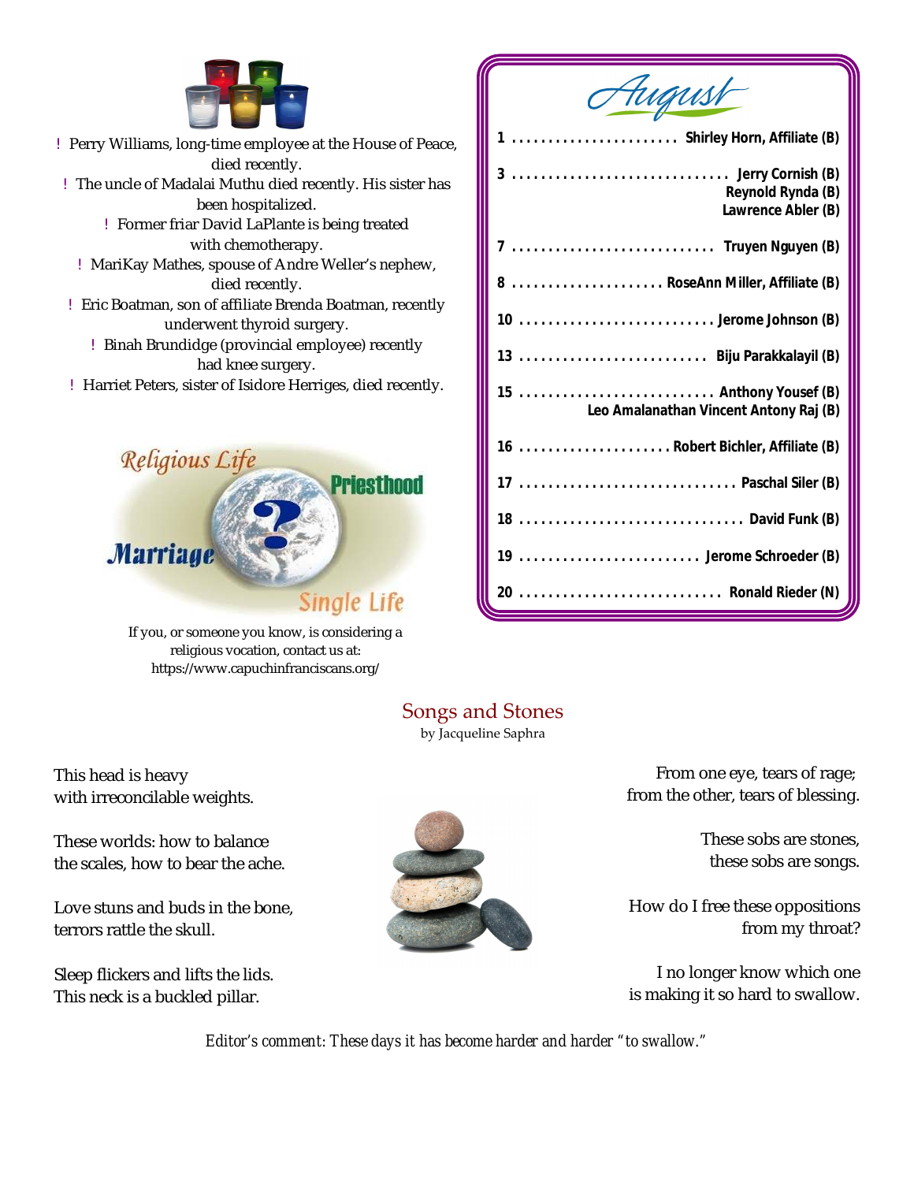! Perry Williams, long-time employee at the House of Peace, died recently.

! The uncle of Madalai Muthu died recently. His sister has been hospitalized.

! Former friar David LaPlante is being treated with chemotherapy.

! MariKay Mathes, spouse of Andre Weller's nephew, died recently.

! Eric Boatman, son of affiliate Brenda Boatman, recently underwent thyroid surgery.

! Binah Brundidge (provincial employee) recently had knee surgery.

! Harriet Peters, sister of Isidore Herriges, died recently.

Religious Life
Priesthood
Marriage
Single Life

If you, or someone you know, is considering a religious vocation, contact us at: https://www.capuchinfranciscans.org/

## August

**1** ........................ **Shirley Horn, Affiliate (B)**

**3** ........................ **Jerry Cornish (B)**
**Reynold Rynda (B)**
**Lawrence Abler (B)**

**7** ........................ **Truyen Nguyen (B)**

**8** ........................ **RoseAnn Miller, Affiliate (B)**

**10** ........................ **Jerome Johnson (B)**

**13** ........................ **Biju Parakkalayil (B)**

**15** ........................ **Anthony Yousef (B)**
**Leo Amalanathan Vincent Antony Raj (B)**

**16** ........................ **Robert Bichler, Affiliate (B)**

**17** ........................ **Paschal Siler (B)**

**18** ........................ **David Funk (B)**

**19** ........................ **Jerome Schroeder (B)**

**20** ........................ **Ronald Rieder (N)**

## Songs and Stones

by Jacqueline Saphra

This head is heavy
with irreconcilable weights.

These worlds: how to balance
the scales, how to bear the ache.

Love stuns and buds in the bone,
terrors rattle the skull.

Sleep flickers and lifts the lids.
This neck is a buckled pillar.

From one eye, tears of rage;
from the other, tears of blessing.

These sobs are stones,
these sobs are songs.

How do I free these oppositions
from my throat?

I no longer know which one
is making it so hard to swallow.

*Editor's comment: These days it has become harder and harder "to swallow."*